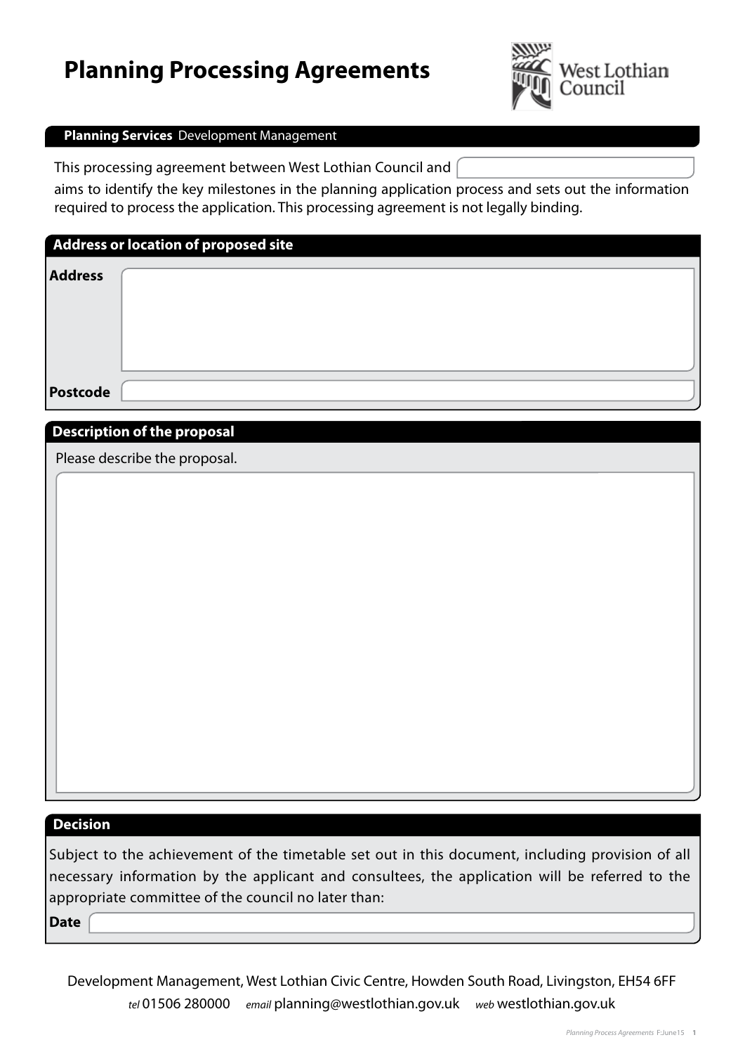# Planning Processing Agreements

West Lothian Council

**Planning Services** Development Management

This processing agreement between West Lothian Council and

aims to identify the key milestones in the planning application process and sets out the information required to process the application. This processing agreement is not legally binding.

## Address or location of proposed site

**Address**

**Postcode**

## Description of the proposal

Please describe the proposal.

## Decision

Subject to the achievement of the timetable set out in this document, including provision of all necessary information by the applicant and consultees, the application will be referred to the appropriate committee of the council no later than:

**Date**

Development Management, West Lothian Civic Centre, Howden South Road, Livingston, EH54 6FF

*tel* 01506 280000 *email* planning@westlothian.gov.uk *web* westlothian.gov.uk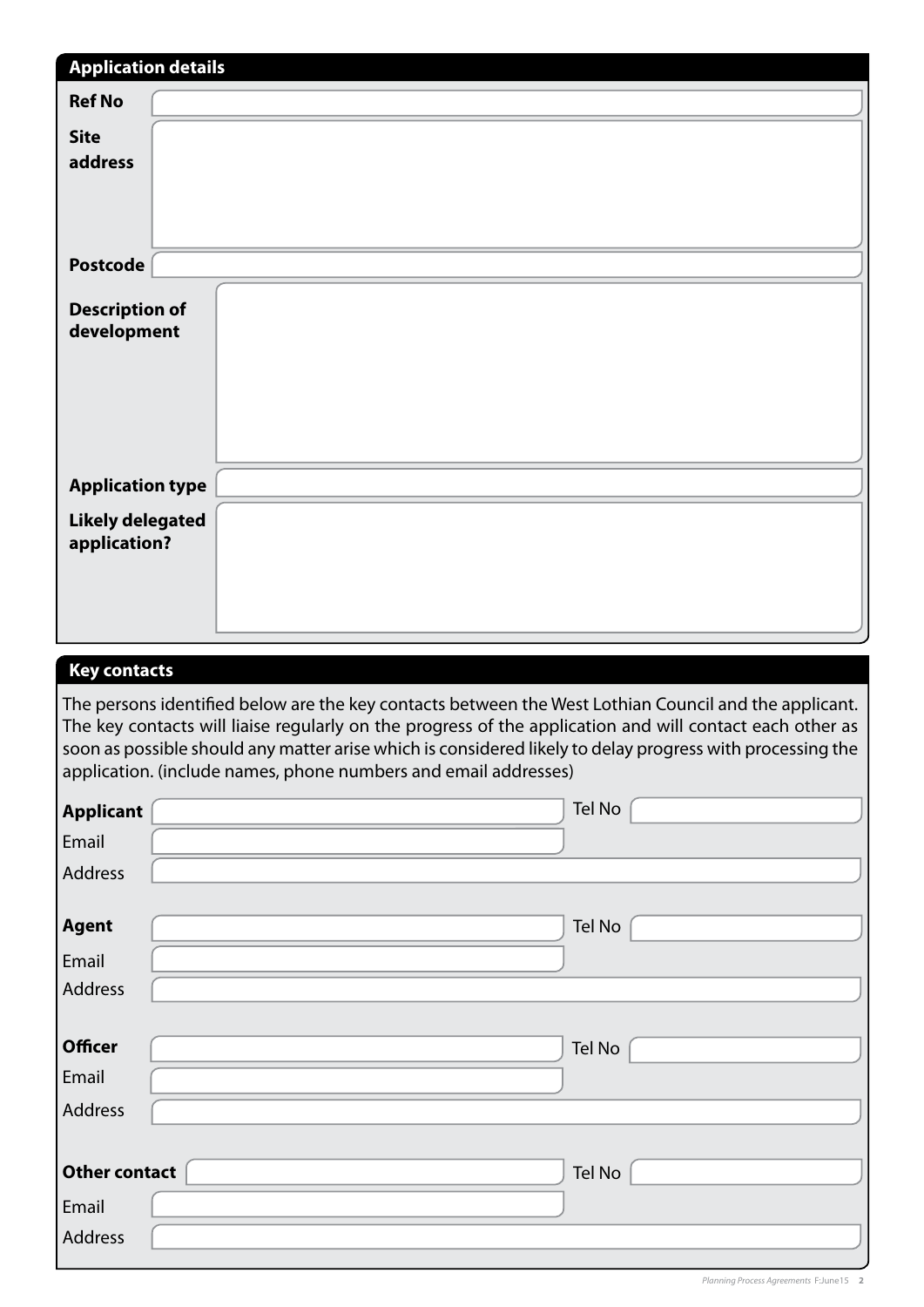## Application details

**Ref No**

**Site address**

**Postcode**

**Description of development**

**Application type**

**Likely delegated application?**

## Key contacts

The persons identified below are the key contacts between the West Lothian Council and the applicant. The key contacts will liaise regularly on the progress of the application and will contact each other as soon as possible should any matter arise which is considered likely to delay progress with processing the application. (include names, phone numbers and email addresses)

**Applicant** Tel No

Email

Address

**Agent** Tel No

Email

Address

**Officer** Tel No

Email

Address

**Other contact** Tel No

Email

Address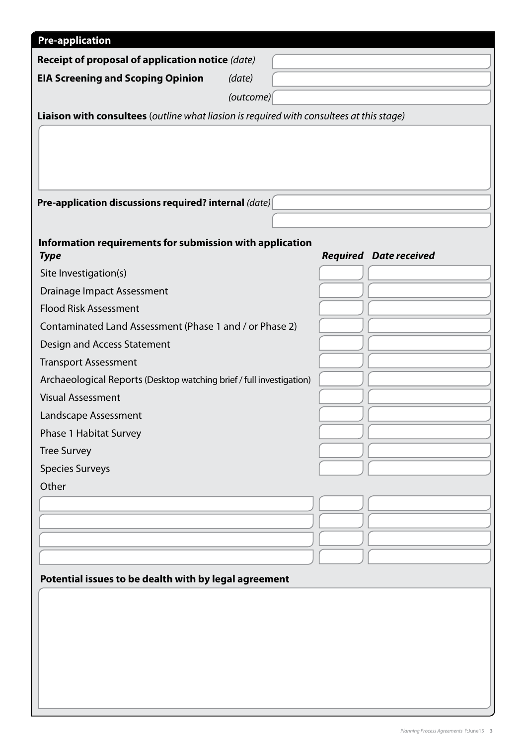## Pre-application

**Receipt of proposal of application notice** *(date)*

**EIA Screening and Scoping Opinion** *(date)*

*(outcome)*

**Liaison with consultees** (*outline what liasion is required with consultees at this stage*)

**Pre-application discussions required? internal** *(date)*

### Information requirements for submission with application

| *Type* | *Required* | *Date received* |
|---|---|---|
| Site Investigation(s) | | |
| Drainage Impact Assessment | | |
| Flood Risk Assessment | | |
| Contaminated Land Assessment (Phase 1 and / or Phase 2) | | |
| Design and Access Statement | | |
| Transport Assessment | | |
| Archaeological Reports (Desktop watching brief / full investigation) | | |
| Visual Assessment | | |
| Landscape Assessment | | |
| Phase 1 Habitat Survey | | |
| Tree Survey | | |
| Species Surveys | | |
| Other | | |
| | | |
| | | |
| | | |
| | | |

**Potential issues to be dealth with by legal agreement**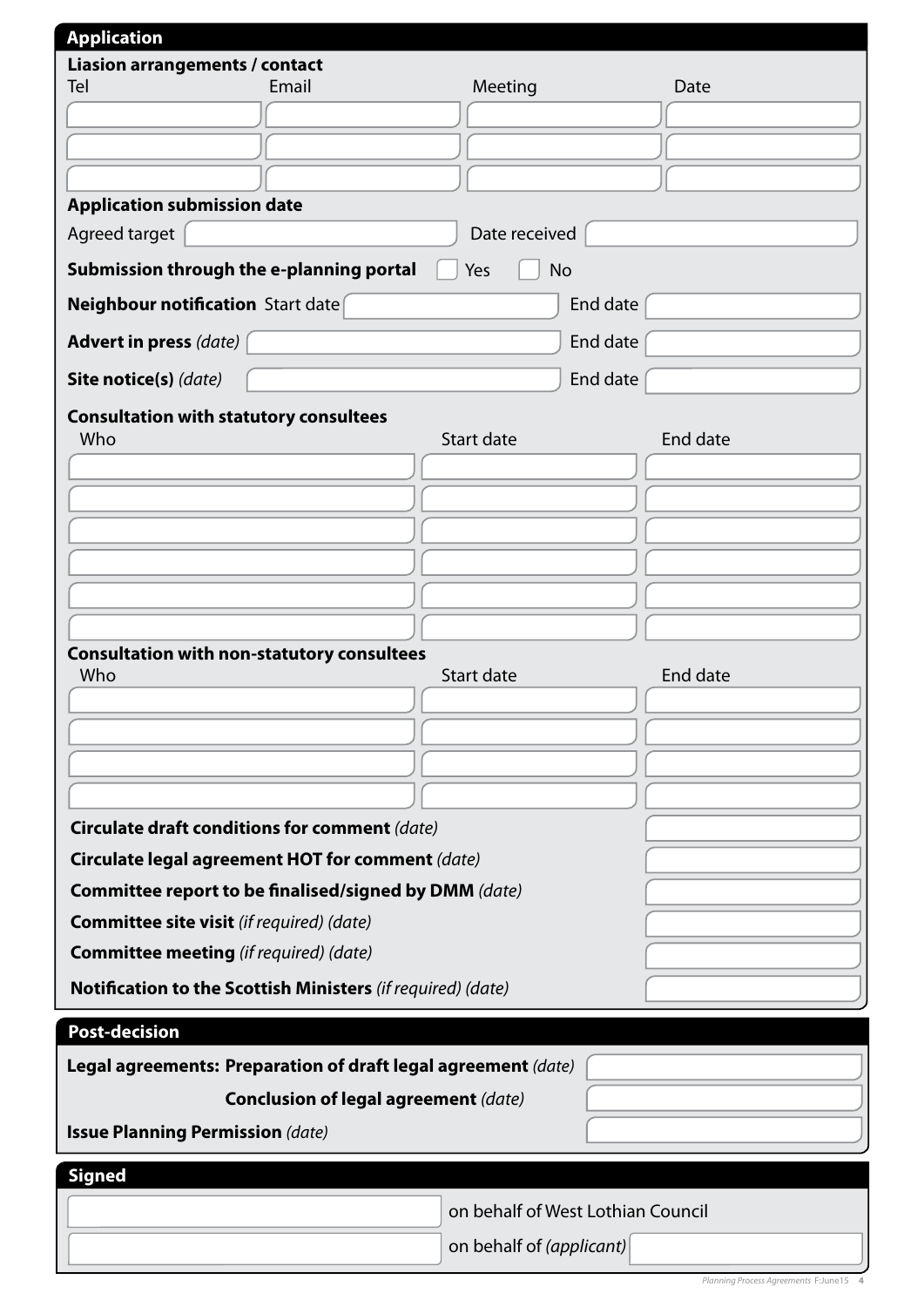## Application

**Liasion arrangements / contact**

| Tel | Email | Meeting | Date |
| --- | --- | --- | --- |
| | | | |
| | | | |
| | | | |

**Application submission date**

Agreed target | Date received

**Submission through the e-planning portal** ☐ Yes ☐ No

**Neighbour notification** Start date | End date

**Advert in press** *(date)* | End date

**Site notice(s)** *(date)* | End date

**Consultation with statutory consultees**

| Who | Start date | End date |
| --- | --- | --- |
| | | |
| | | |
| | | |
| | | |
| | | |
| | | |

**Consultation with non-statutory consultees**

| Who | Start date | End date |
| --- | --- | --- |
| | | |
| | | |
| | | |
| | | |

**Circulate draft conditions for comment** *(date)*

**Circulate legal agreement HOT for comment** *(date)*

**Committee report to be finalised/signed by DMM** *(date)*

**Committee site visit** *(if required) (date)*

**Committee meeting** *(if required) (date)*

**Notification to the Scottish Ministers** *(if required) (date)*

## Post-decision

**Legal agreements: Preparation of draft legal agreement** *(date)*

**Conclusion of legal agreement** *(date)*

**Issue Planning Permission** *(date)*

## Signed

on behalf of West Lothian Council

on behalf of *(applicant)*